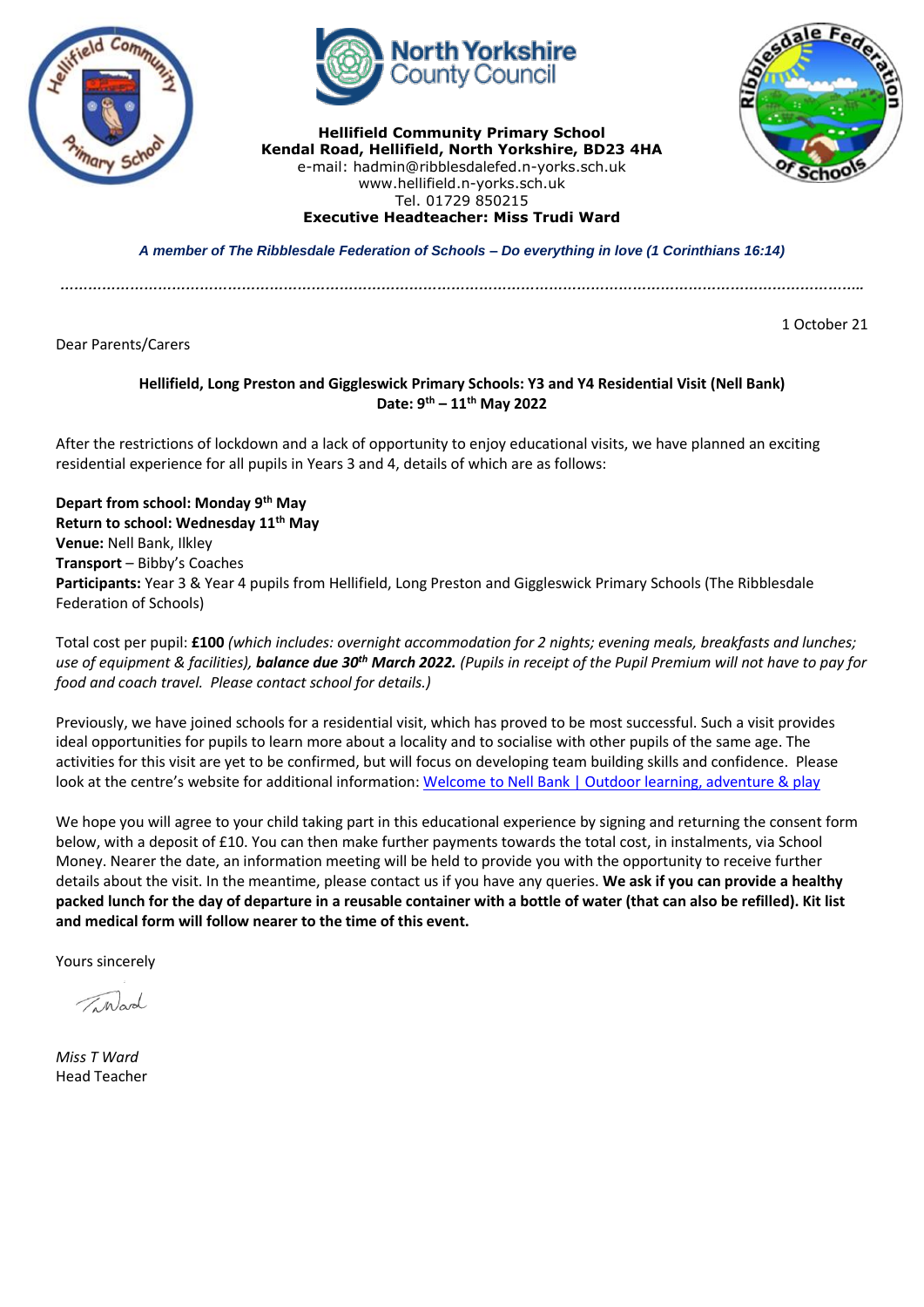**Hellifield Community Primary School**
**Kendal Road, Hellifield, North Yorkshire, BD23 4HA**
e-mail: hadmin@ribblesdalefed.n-yorks.sch.uk
www.hellifield.n-yorks.sch.uk
Tel. 01729 850215
**Executive Headteacher: Miss Trudi Ward**

***A member of The Ribblesdale Federation of Schools – Do everything in love (1 Corinthians 16:14)***

1 October 21

Dear Parents/Carers

**Hellifield, Long Preston and Giggleswick Primary Schools: Y3 and Y4 Residential Visit (Nell Bank)**
**Date: 9th – 11th May 2022**

After the restrictions of lockdown and a lack of opportunity to enjoy educational visits, we have planned an exciting residential experience for all pupils in Years 3 and 4, details of which are as follows:

**Depart from school: Monday 9th May**
**Return to school: Wednesday 11th May**
**Venue:** Nell Bank, Ilkley
**Transport** – Bibby's Coaches
**Participants:** Year 3 & Year 4 pupils from Hellifield, Long Preston and Giggleswick Primary Schools (The Ribblesdale Federation of Schools)

Total cost per pupil: **£100** *(which includes: overnight accommodation for 2 nights; evening meals, breakfasts and lunches; use of equipment & facilities),* ***balance due 30th March 2022.*** *(Pupils in receipt of the Pupil Premium will not have to pay for food and coach travel. Please contact school for details.)*

Previously, we have joined schools for a residential visit, which has proved to be most successful. Such a visit provides ideal opportunities for pupils to learn more about a locality and to socialise with other pupils of the same age. The activities for this visit are yet to be confirmed, but will focus on developing team building skills and confidence. Please look at the centre's website for additional information: Welcome to Nell Bank | Outdoor learning, adventure & play

We hope you will agree to your child taking part in this educational experience by signing and returning the consent form below, with a deposit of £10. You can then make further payments towards the total cost, in instalments, via School Money. Nearer the date, an information meeting will be held to provide you with the opportunity to receive further details about the visit. In the meantime, please contact us if you have any queries. **We ask if you can provide a healthy packed lunch for the day of departure in a reusable container with a bottle of water (that can also be refilled). Kit list and medical form will follow nearer to the time of this event.**

Yours sincerely

*Miss T Ward*
Head Teacher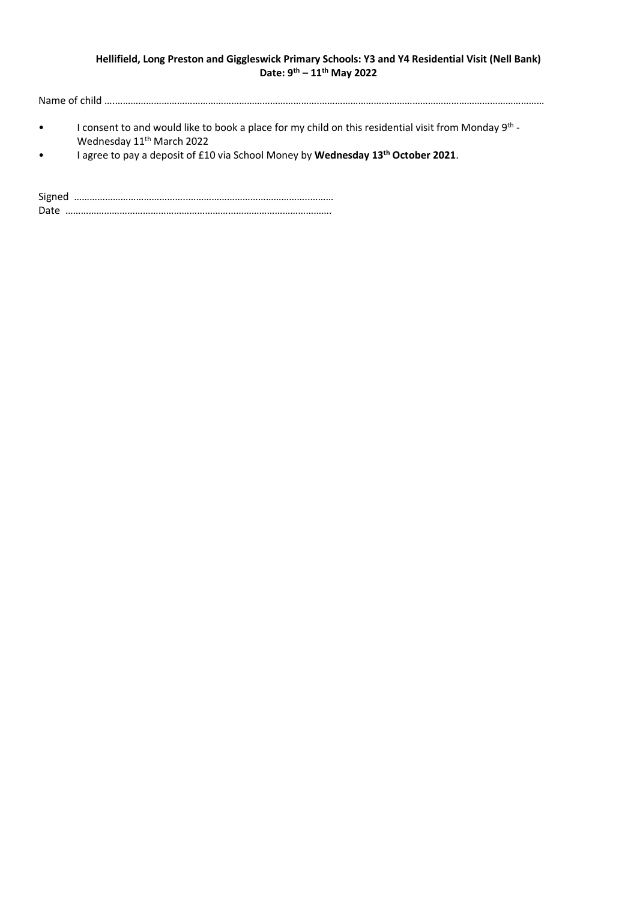**Hellifield, Long Preston and Giggleswick Primary Schools: Y3 and Y4 Residential Visit (Nell Bank)**
**Date: 9th – 11th May 2022**

Name of child ………………………………………………………………………………………………………………………………………………

- I consent to and would like to book a place for my child on this residential visit from Monday 9th - Wednesday 11th March 2022
- I agree to pay a deposit of £10 via School Money by **Wednesday 13th October 2021**.

Signed ………………………………………………………………………………………

Date ………………………………………………………………………………………….